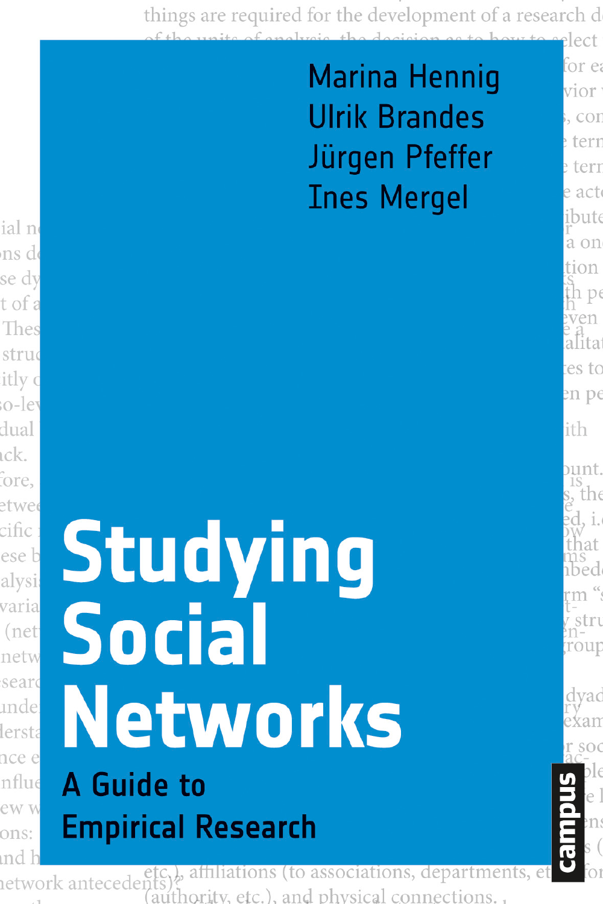Marina Hennig
Ulrik Brandes
Jürgen Pfeffer
Ines Mergel

# Studying Social Networks

## A Guide to Empirical Research

campus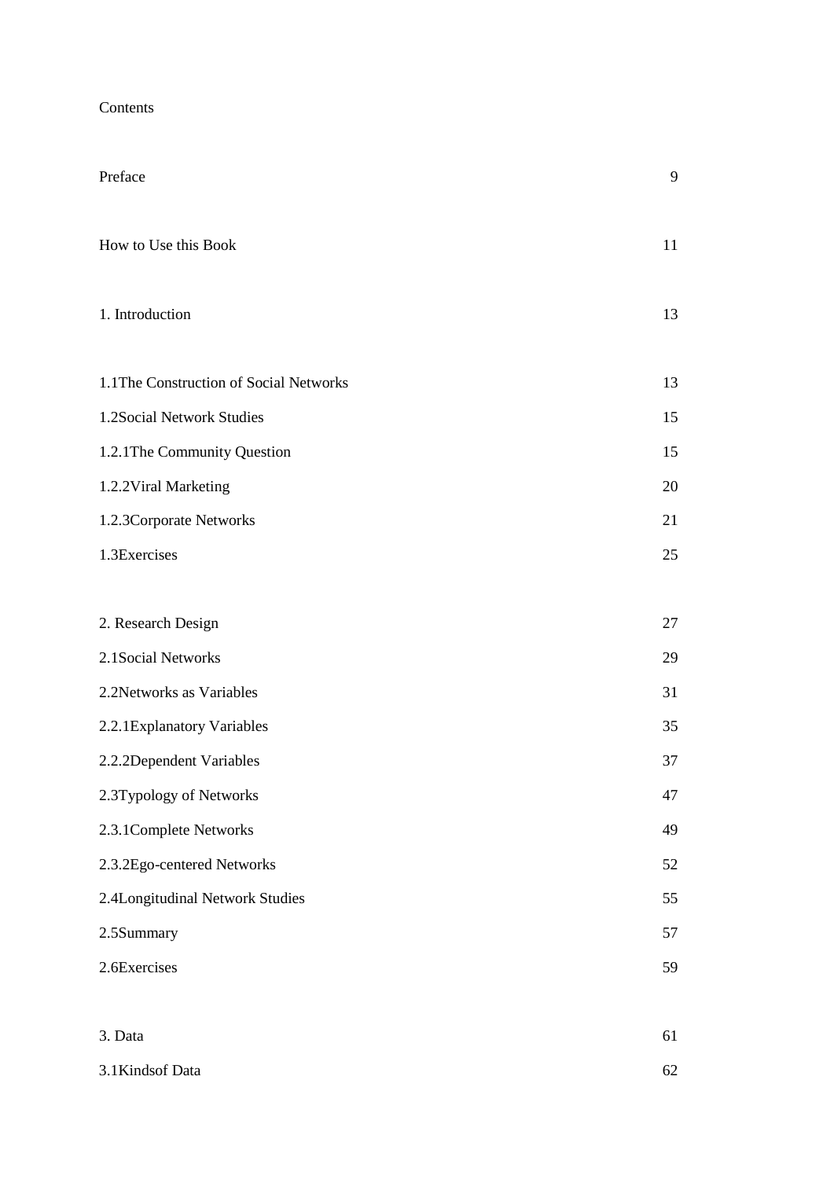Contents

| | |
|---|---|
| Preface | 9 |
| How to Use this Book | 11 |
| 1. Introduction | 13 |
| 1.1The Construction of Social Networks | 13 |
| 1.2Social Network Studies | 15 |
| 1.2.1The Community Question | 15 |
| 1.2.2Viral Marketing | 20 |
| 1.2.3Corporate Networks | 21 |
| 1.3Exercises | 25 |
| 2. Research Design | 27 |
| 2.1Social Networks | 29 |
| 2.2Networks as Variables | 31 |
| 2.2.1Explanatory Variables | 35 |
| 2.2.2Dependent Variables | 37 |
| 2.3Typology of Networks | 47 |
| 2.3.1Complete Networks | 49 |
| 2.3.2Ego-centered Networks | 52 |
| 2.4Longitudinal Network Studies | 55 |
| 2.5Summary | 57 |
| 2.6Exercises | 59 |
| 3. Data | 61 |
| 3.1Kindsof Data | 62 |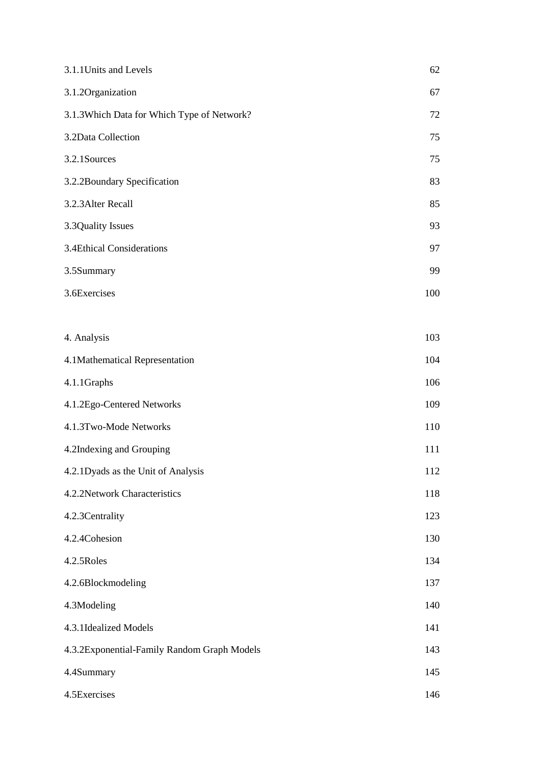| | |
|---|---|
| 3.1.1Units and Levels | 62 |
| 3.1.2Organization | 67 |
| 3.1.3Which Data for Which Type of Network? | 72 |
| 3.2Data Collection | 75 |
| 3.2.1Sources | 75 |
| 3.2.2Boundary Specification | 83 |
| 3.2.3Alter Recall | 85 |
| 3.3Quality Issues | 93 |
| 3.4Ethical Considerations | 97 |
| 3.5Summary | 99 |
| 3.6Exercises | 100 |

| | |
|---|---|
| 4. Analysis | 103 |
| 4.1Mathematical Representation | 104 |
| 4.1.1Graphs | 106 |
| 4.1.2Ego-Centered Networks | 109 |
| 4.1.3Two-Mode Networks | 110 |
| 4.2Indexing and Grouping | 111 |
| 4.2.1Dyads as the Unit of Analysis | 112 |
| 4.2.2Network Characteristics | 118 |
| 4.2.3Centrality | 123 |
| 4.2.4Cohesion | 130 |
| 4.2.5Roles | 134 |
| 4.2.6Blockmodeling | 137 |
| 4.3Modeling | 140 |
| 4.3.1Idealized Models | 141 |
| 4.3.2Exponential-Family Random Graph Models | 143 |
| 4.4Summary | 145 |
| 4.5Exercises | 146 |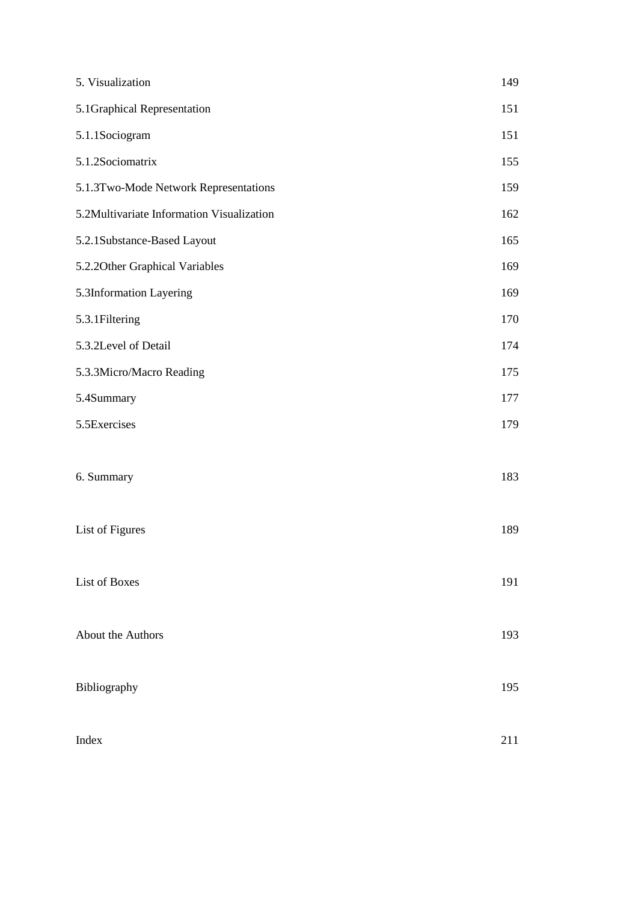| | |
|---|---|
| 5. Visualization | 149 |
| 5.1Graphical Representation | 151 |
| 5.1.1Sociogram | 151 |
| 5.1.2Sociomatrix | 155 |
| 5.1.3Two-Mode Network Representations | 159 |
| 5.2Multivariate Information Visualization | 162 |
| 5.2.1Substance-Based Layout | 165 |
| 5.2.2Other Graphical Variables | 169 |
| 5.3Information Layering | 169 |
| 5.3.1Filtering | 170 |
| 5.3.2Level of Detail | 174 |
| 5.3.3Micro/Macro Reading | 175 |
| 5.4Summary | 177 |
| 5.5Exercises | 179 |
| 6. Summary | 183 |
| List of Figures | 189 |
| List of Boxes | 191 |
| About the Authors | 193 |
| Bibliography | 195 |
| Index | 211 |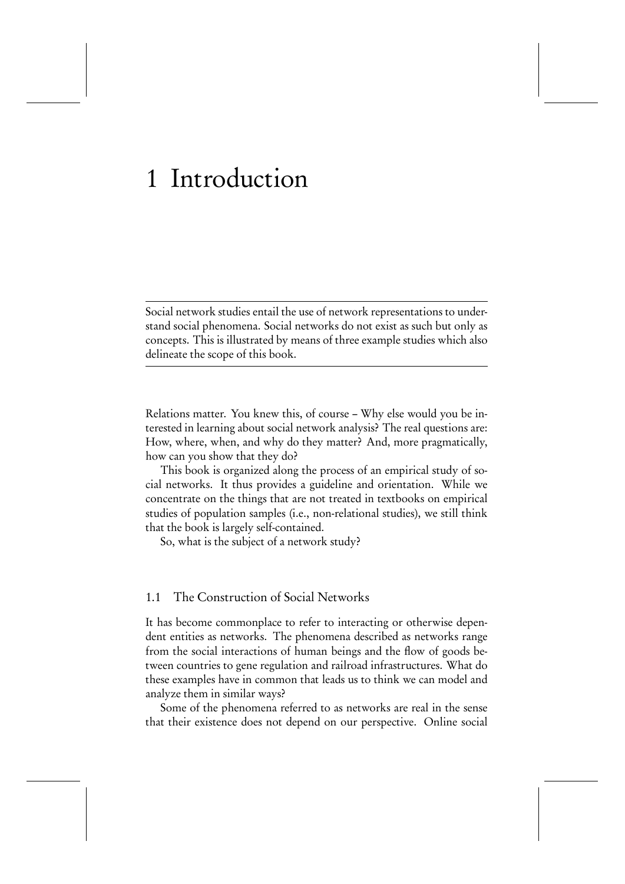# 1 Introduction

Social network studies entail the use of network representations to understand social phenomena. Social networks do not exist as such but only as concepts. This is illustrated by means of three example studies which also delineate the scope of this book.

Relations matter. You knew this, of course – Why else would you be interested in learning about social network analysis? The real questions are: How, where, when, and why do they matter? And, more pragmatically, how can you show that they do?

This book is organized along the process of an empirical study of social networks. It thus provides a guideline and orientation. While we concentrate on the things that are not treated in textbooks on empirical studies of population samples (i.e., non-relational studies), we still think that the book is largely self-contained.

So, what is the subject of a network study?

## 1.1 The Construction of Social Networks

It has become commonplace to refer to interacting or otherwise dependent entities as networks. The phenomena described as networks range from the social interactions of human beings and the flow of goods between countries to gene regulation and railroad infrastructures. What do these examples have in common that leads us to think we can model and analyze them in similar ways?

Some of the phenomena referred to as networks are real in the sense that their existence does not depend on our perspective. Online social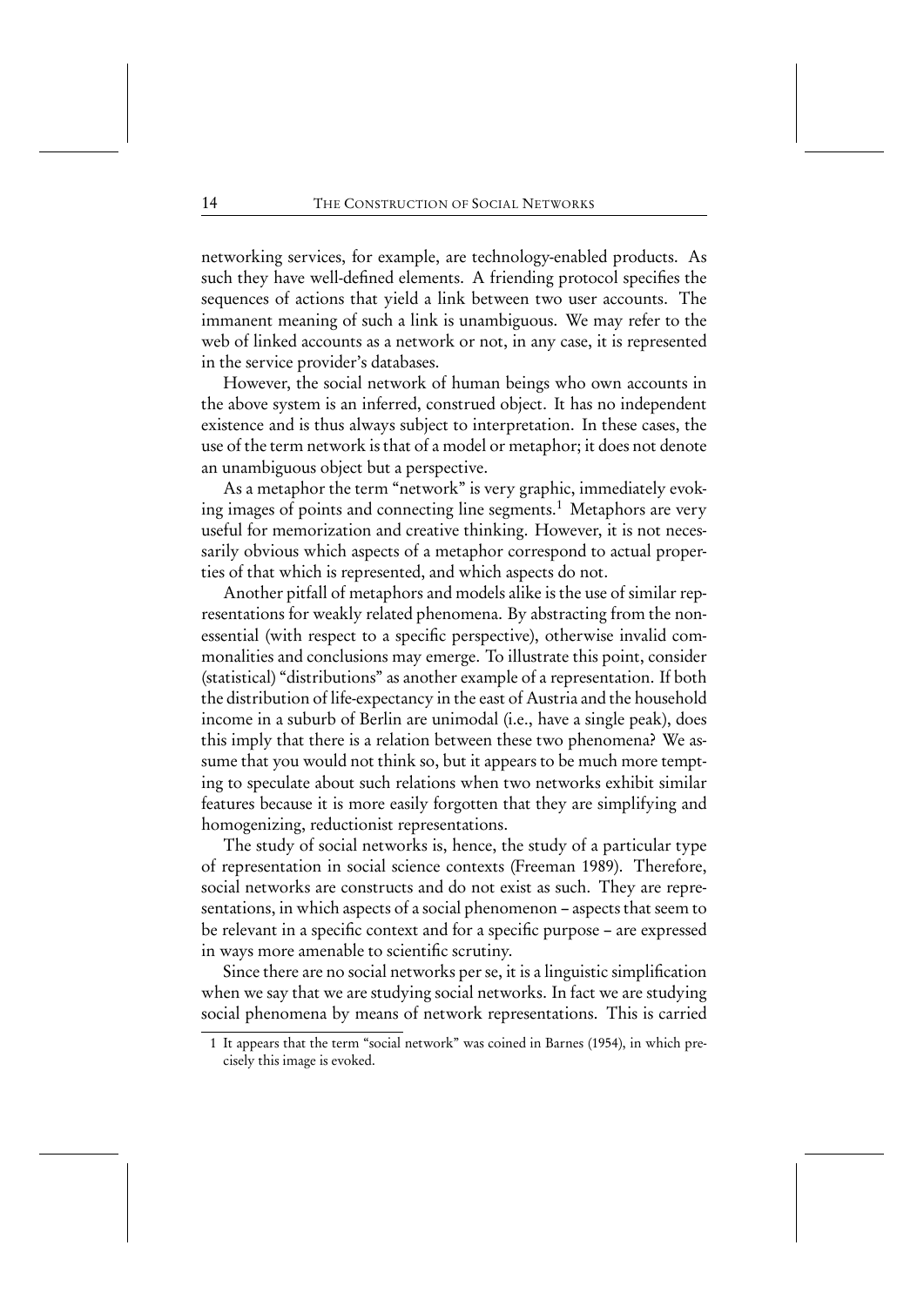networking services, for example, are technology-enabled products. As such they have well-defined elements. A friending protocol specifies the sequences of actions that yield a link between two user accounts. The immanent meaning of such a link is unambiguous. We may refer to the web of linked accounts as a network or not, in any case, it is represented in the service provider's databases.

However, the social network of human beings who own accounts in the above system is an inferred, construed object. It has no independent existence and is thus always subject to interpretation. In these cases, the use of the term network is that of a model or metaphor; it does not denote an unambiguous object but a perspective.

As a metaphor the term "network" is very graphic, immediately evoking images of points and connecting line segments.[1] Metaphors are very useful for memorization and creative thinking. However, it is not necessarily obvious which aspects of a metaphor correspond to actual properties of that which is represented, and which aspects do not.

Another pitfall of metaphors and models alike is the use of similar representations for weakly related phenomena. By abstracting from the non-essential (with respect to a specific perspective), otherwise invalid commonalities and conclusions may emerge. To illustrate this point, consider (statistical) "distributions" as another example of a representation. If both the distribution of life-expectancy in the east of Austria and the household income in a suburb of Berlin are unimodal (i.e., have a single peak), does this imply that there is a relation between these two phenomena? We assume that you would not think so, but it appears to be much more tempting to speculate about such relations when two networks exhibit similar features because it is more easily forgotten that they are simplifying and homogenizing, reductionist representations.

The study of social networks is, hence, the study of a particular type of representation in social science contexts (Freeman 1989). Therefore, social networks are constructs and do not exist as such. They are representations, in which aspects of a social phenomenon – aspects that seem to be relevant in a specific context and for a specific purpose – are expressed in ways more amenable to scientific scrutiny.

Since there are no social networks per se, it is a linguistic simplification when we say that we are studying social networks. In fact we are studying social phenomena by means of network representations. This is carried

[1] It appears that the term "social network" was coined in Barnes (1954), in which precisely this image is evoked.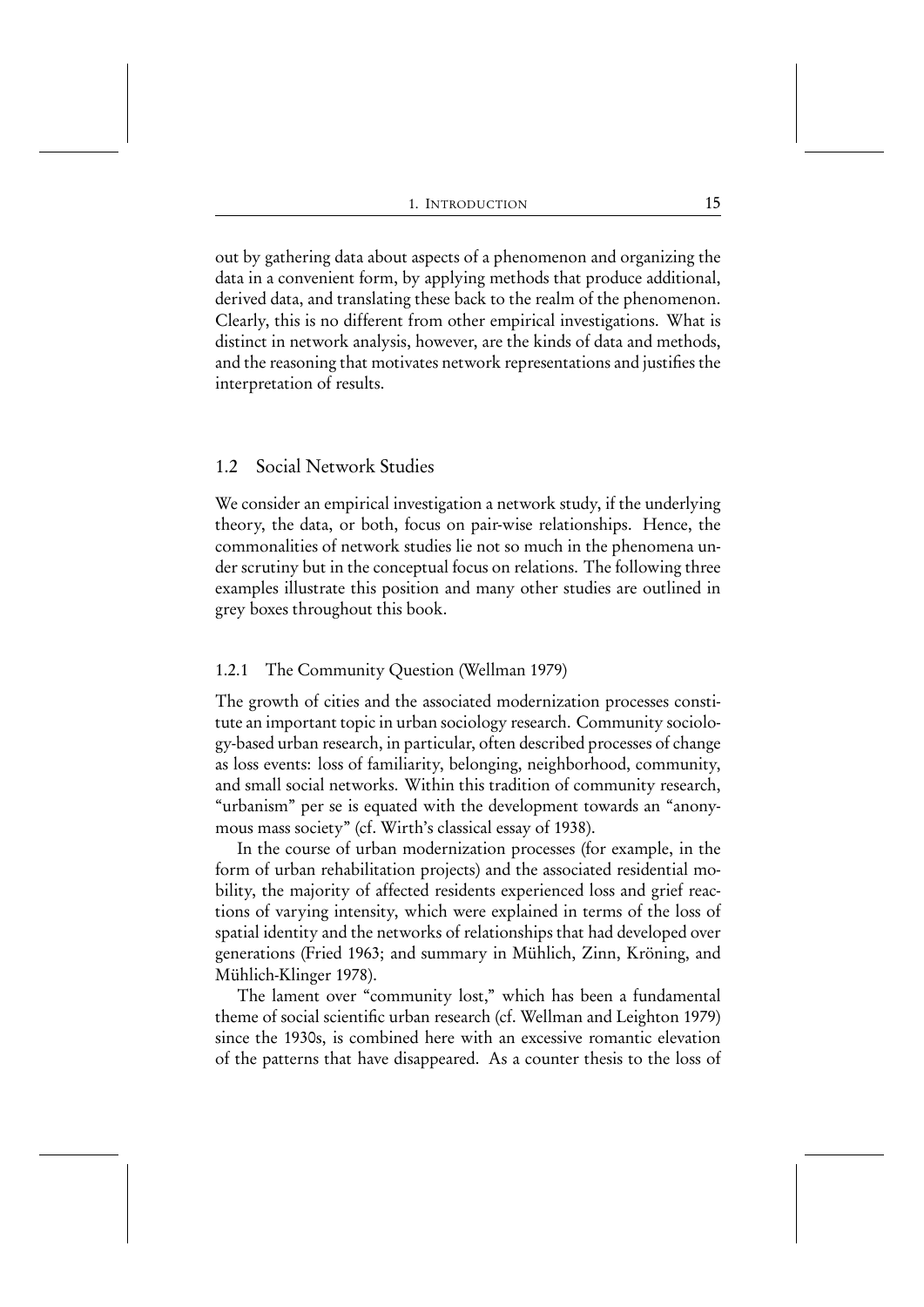out by gathering data about aspects of a phenomenon and organizing the data in a convenient form, by applying methods that produce additional, derived data, and translating these back to the realm of the phenomenon. Clearly, this is no different from other empirical investigations. What is distinct in network analysis, however, are the kinds of data and methods, and the reasoning that motivates network representations and justifies the interpretation of results.

## 1.2 Social Network Studies

We consider an empirical investigation a network study, if the underlying theory, the data, or both, focus on pair-wise relationships. Hence, the commonalities of network studies lie not so much in the phenomena under scrutiny but in the conceptual focus on relations. The following three examples illustrate this position and many other studies are outlined in grey boxes throughout this book.

### 1.2.1 The Community Question (Wellman 1979)

The growth of cities and the associated modernization processes constitute an important topic in urban sociology research. Community sociology-based urban research, in particular, often described processes of change as loss events: loss of familiarity, belonging, neighborhood, community, and small social networks. Within this tradition of community research, "urbanism" per se is equated with the development towards an "anonymous mass society" (cf. Wirth's classical essay of 1938).

In the course of urban modernization processes (for example, in the form of urban rehabilitation projects) and the associated residential mobility, the majority of affected residents experienced loss and grief reactions of varying intensity, which were explained in terms of the loss of spatial identity and the networks of relationships that had developed over generations (Fried 1963; and summary in Mühlich, Zinn, Kröning, and Mühlich-Klinger 1978).

The lament over "community lost," which has been a fundamental theme of social scientific urban research (cf. Wellman and Leighton 1979) since the 1930s, is combined here with an excessive romantic elevation of the patterns that have disappeared. As a counter thesis to the loss of